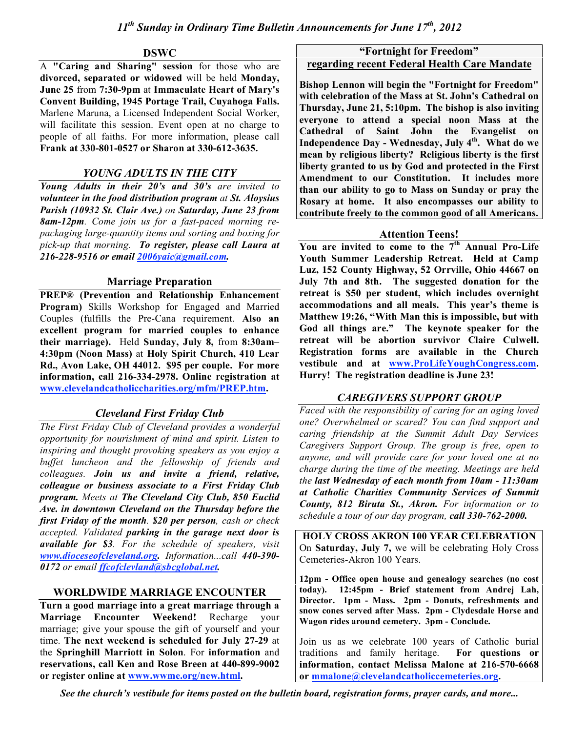# 11th Sunday in Ordinary Time Bulletin Announcements for June 17th, 2012

## DSWC

A **"Caring and Sharing" session** for those who are **divorced, separated or widowed** will be held **Monday, June 25** from **7:30-9pm** at **Immaculate Heart of Mary's Convent Building, 1945 Portage Trail, Cuyahoga Falls.** Marlene Maruna, a Licensed Independent Social Worker, will facilitate this session. Event open at no charge to people of all faiths. For more information, please call **Frank at 330-801-0527 or Sharon at 330-612-3635.**

## *YOUNG ADULTS IN THE CITY*

***Young Adults in their 20's and 30's** are invited to **volunteer in the food distribution program** at **St. Aloysius Parish (10932 St. Clair Ave.)** on **Saturday, June 23 from 8am-12pm**. Come join us for a fast-paced morning re-packaging large-quantity items and sorting and boxing for pick-up that morning. **To register, please call Laura at 216-228-9516 or email 2006yaic@gmail.com.***

## Marriage Preparation

**PREP® (Prevention and Relationship Enhancement Program)** Skills Workshop for Engaged and Married Couples (fulfills the Pre-Cana requirement. **Also an excellent program for married couples to enhance their marriage). Held Sunday, July 8,** from **8:30am–4:30pm (Noon Mass)** at **Holy Spirit Church, 410 Lear Rd., Avon Lake, OH 44012. $95 per couple. For more information, call 216-334-2978. Online registration at www.clevelandcatholiccharities.org/mfm/PREP.htm.**

## *Cleveland First Friday Club*

*The First Friday Club of Cleveland provides a wonderful opportunity for nourishment of mind and spirit. Listen to inspiring and thought provoking speakers as you enjoy a buffet luncheon and the fellowship of friends and colleagues. **Join us and invite a friend, relative, colleague or business associate to a First Friday Club program.** Meets at **The Cleveland City Club, 850 Euclid Ave. in downtown Cleveland on the Thursday before the first Friday of the month**. **$20 per person**, cash or check accepted. Validated **parking in the garage next door is available for $3**. For the schedule of speakers, visit **www.dioceseofcleveland.org**. Information...call **440-390-0172** or email **ffcofclevland@sbcglobal.net**.*

## WORLDWIDE MARRIAGE ENCOUNTER

**Turn a good marriage into a great marriage through a Marriage Encounter Weekend!** Recharge your marriage; give your spouse the gift of yourself and your time. **The next weekend is scheduled for July 27-29** at the **Springhill Marriott in Solon**. For **information** and **reservations, call Ken and Rose Breen at 440-899-9002 or register online at www.wwme.org/new.html.**

## "Fortnight for Freedom" regarding recent Federal Health Care Mandate

**Bishop Lennon will begin the "Fortnight for Freedom" with celebration of the Mass at St. John's Cathedral on Thursday, June 21, 5:10pm. The bishop is also inviting everyone to attend a special noon Mass at the Cathedral of Saint John the Evangelist on Independence Day - Wednesday, July 4th. What do we mean by religious liberty? Religious liberty is the first liberty granted to us by God and protected in the First Amendment to our Constitution. It includes more than our ability to go to Mass on Sunday or pray the Rosary at home. It also encompasses our ability to contribute freely to the common good of all Americans.**

## Attention Teens!

**You are invited to come to the 7th Annual Pro-Life Youth Summer Leadership Retreat. Held at Camp Luz, 152 County Highway, 52 Orrville, Ohio 44667 on July 7th and 8th. The suggested donation for the retreat is $50 per student, which includes overnight accommodations and all meals. This year's theme is Matthew 19:26, "With Man this is impossible, but with God all things are." The keynote speaker for the retreat will be abortion survivor Claire Culwell. Registration forms are available in the Church vestibule and at www.ProLifeYoughCongress.com. Hurry! The registration deadline is June 23!**

## *CAREGIVERS SUPPORT GROUP*

*Faced with the responsibility of caring for an aging loved one? Overwhelmed or scared? You can find support and caring friendship at the Summit Adult Day Services Caregivers Support Group. The group is free, open to anyone, and will provide care for your loved one at no charge during the time of the meeting. Meetings are held the **last Wednesday of each month from 10am - 11:30am at Catholic Charities Community Services of Summit County, 812 Biruta St., Akron.** For information or to schedule a tour of our day program, **call 330-762-2000.***

## HOLY CROSS AKRON 100 YEAR CELEBRATION

On **Saturday, July 7,** we will be celebrating Holy Cross Cemeteries-Akron 100 Years.

**12pm - Office open house and genealogy searches (no cost today). 12:45pm - Brief statement from Andrej Lah, Director. 1pm - Mass. 2pm - Donuts, refreshments and snow cones served after Mass. 2pm - Clydesdale Horse and Wagon rides around cemetery. 3pm - Conclude.**

Join us as we celebrate 100 years of Catholic burial traditions and family heritage. **For questions or information, contact Melissa Malone at 216-570-6668 or mmalone@clevelandcatholiccemeteries.org.**

***See the church's vestibule for items posted on the bulletin board, registration forms, prayer cards, and more...***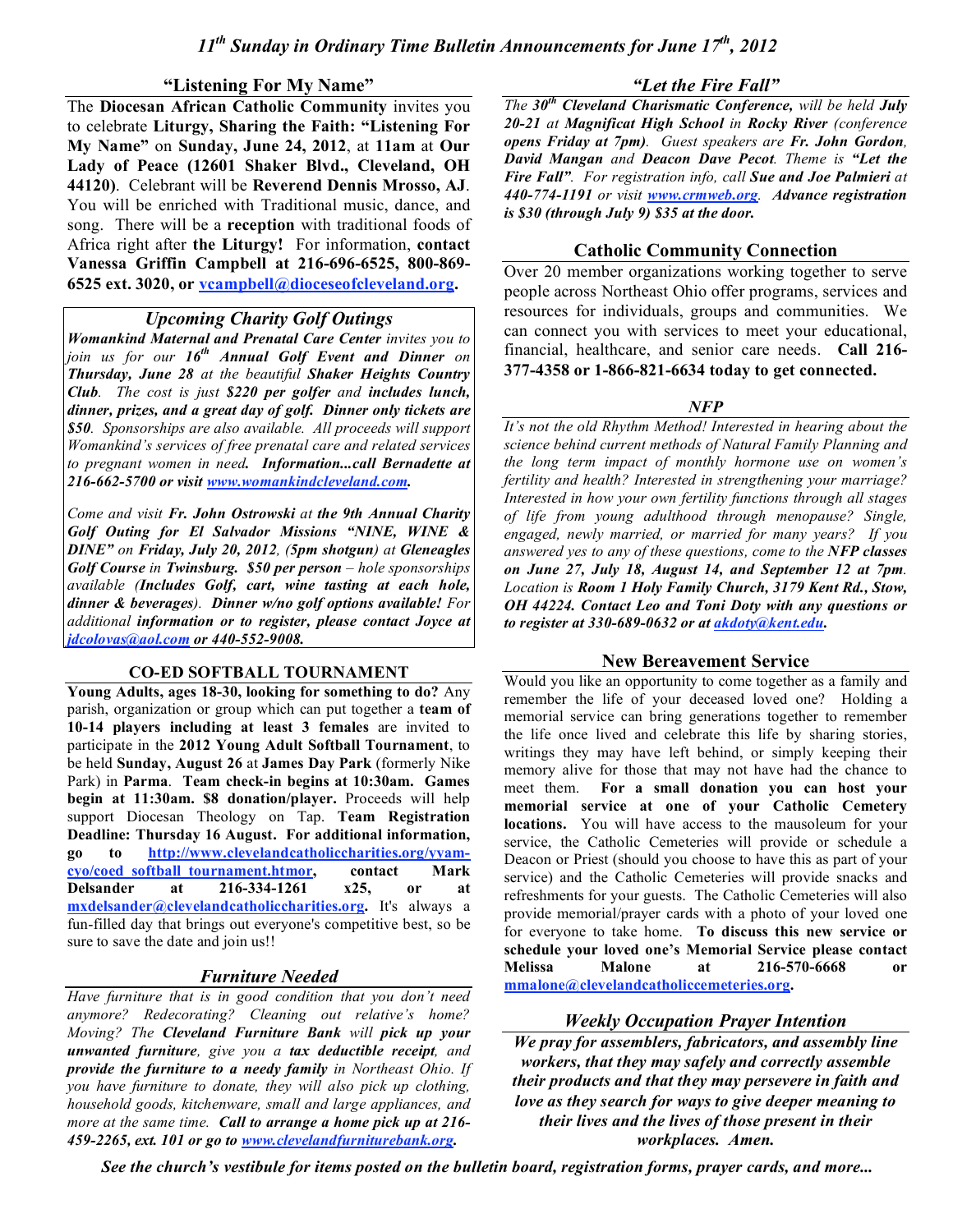# *11th Sunday in Ordinary Time Bulletin Announcements for June 17th, 2012*

## "Listening For My Name"

The **Diocesan African Catholic Community** invites you to celebrate **Liturgy, Sharing the Faith: "Listening For My Name"** on **Sunday, June 24, 2012**, at **11am** at **Our Lady of Peace (12601 Shaker Blvd., Cleveland, OH 44120)**. Celebrant will be **Reverend Dennis Mrosso, AJ**. You will be enriched with Traditional music, dance, and song. There will be a **reception** with traditional foods of Africa right after **the Liturgy!** For information, **contact Vanessa Griffin Campbell at 216-696-6525, 800-869-6525 ext. 3020, or vcampbell@dioceseofcleveland.org.**

## *Upcoming Charity Golf Outings*

***Womankind Maternal and Prenatal Care Center*** *invites you to join us for our **16th Annual Golf Event and Dinner** on **Thursday, June 28** at the beautiful **Shaker Heights Country Club**. The cost is just **$220 per golfer** and **includes lunch, dinner, prizes, and a great day of golf. Dinner only tickets are $50**. Sponsorships are also available. All proceeds will support Womankind's services of free prenatal care and related services to pregnant women in need**. Information...call Bernadette at 216-662-5700 or visit www.womankindcleveland.com.***

*Come and visit **Fr. John Ostrowski** at **the 9th Annual Charity Golf Outing for El Salvador Missions "NINE, WINE & DINE"** on **Friday, July 20, 2012**, (**5pm shotgun**) at **Gleneagles Golf Course** in **Twinsburg. $50 per person** – hole sponsorships available (**Includes Golf, cart, wine tasting at each hole, dinner & beverages**). **Dinner w/no golf options available!** For additional **information or to register, please contact Joyce at jdcolovas@aol.com or 440-552-9008.***

## CO-ED SOFTBALL TOURNAMENT

**Young Adults, ages 18-30, looking for something to do?** Any parish, organization or group which can put together a **team of 10-14 players including at least 3 females** are invited to participate in the **2012 Young Adult Softball Tournament**, to be held **Sunday, August 26** at **James Day Park** (formerly Nike Park) in **Parma**. **Team check-in begins at 10:30am. Games begin at 11:30am. $8 donation/player.** Proceeds will help support Diocesan Theology on Tap. **Team Registration Deadline: Thursday 16 August. For additional information, go to http://www.clevelandcatholiccharities.org/yyam-cyo/coed_softball_tournament.htmor, contact Mark Delsander at 216-334-1261 x25, or at mxdelsander@clevelandcatholiccharities.org.** It's always a fun-filled day that brings out everyone's competitive best, so be sure to save the date and join us!!

## *Furniture Needed*

*Have furniture that is in good condition that you don't need anymore? Redecorating? Cleaning out relative's home? Moving? The **Cleveland Furniture Bank** will **pick up your unwanted furniture**, give you a **tax deductible receipt**, and **provide the furniture to a needy family** in Northeast Ohio. If you have furniture to donate, they will also pick up clothing, household goods, kitchenware, small and large appliances, and more at the same time. **Call to arrange a home pick up at 216-459-2265, ext. 101 or go to www.clevelandfurniturebank.org.***

## *"Let the Fire Fall"*

*The **30th Cleveland Charismatic Conference,** will be held **July 20-21** at **Magnificat High School** in **Rocky River** (conference **opens Friday at 7pm**). Guest speakers are **Fr. John Gordon, David Mangan** and **Deacon Dave Pecot**. Theme is **"Let the Fire Fall"**. For registration info, call **Sue and Joe Palmieri** at **440-774-1191** or visit **www.crmweb.org**. **Advance registration is $30 (through July 9) $35 at the door.***

## Catholic Community Connection

Over 20 member organizations working together to serve people across Northeast Ohio offer programs, services and resources for individuals, groups and communities. We can connect you with services to meet your educational, financial, healthcare, and senior care needs. **Call 216-377-4358 or 1-866-821-6634 today to get connected.**

## *NFP*

*It's not the old Rhythm Method! Interested in hearing about the science behind current methods of Natural Family Planning and the long term impact of monthly hormone use on women's fertility and health? Interested in strengthening your marriage? Interested in how your own fertility functions through all stages of life from young adulthood through menopause? Single, engaged, newly married, or married for many years? If you answered yes to any of these questions, come to the **NFP classes on June 27, July 18, August 14, and September 12 at 7pm**. Location is **Room 1 Holy Family Church, 3179 Kent Rd., Stow, OH 44224. Contact Leo and Toni Doty with any questions or to register at 330-689-0632 or at akdoty@kent.edu.***

## New Bereavement Service

Would you like an opportunity to come together as a family and remember the life of your deceased loved one? Holding a memorial service can bring generations together to remember the life once lived and celebrate this life by sharing stories, writings they may have left behind, or simply keeping their memory alive for those that may not have had the chance to meet them. **For a small donation you can host your memorial service at one of your Catholic Cemetery locations.** You will have access to the mausoleum for your service, the Catholic Cemeteries will provide or schedule a Deacon or Priest (should you choose to have this as part of your service) and the Catholic Cemeteries will provide snacks and refreshments for your guests. The Catholic Cemeteries will also provide memorial/prayer cards with a photo of your loved one for everyone to take home. **To discuss this new service or schedule your loved one's Memorial Service please contact Melissa Malone at 216-570-6668 or mmalone@clevelandcatholiccemeteries.org.**

## *Weekly Occupation Prayer Intention*

***We pray for assemblers, fabricators, and assembly line workers, that they may safely and correctly assemble their products and that they may persevere in faith and love as they search for ways to give deeper meaning to their lives and the lives of those present in their workplaces. Amen.***

***See the church's vestibule for items posted on the bulletin board, registration forms, prayer cards, and more...***